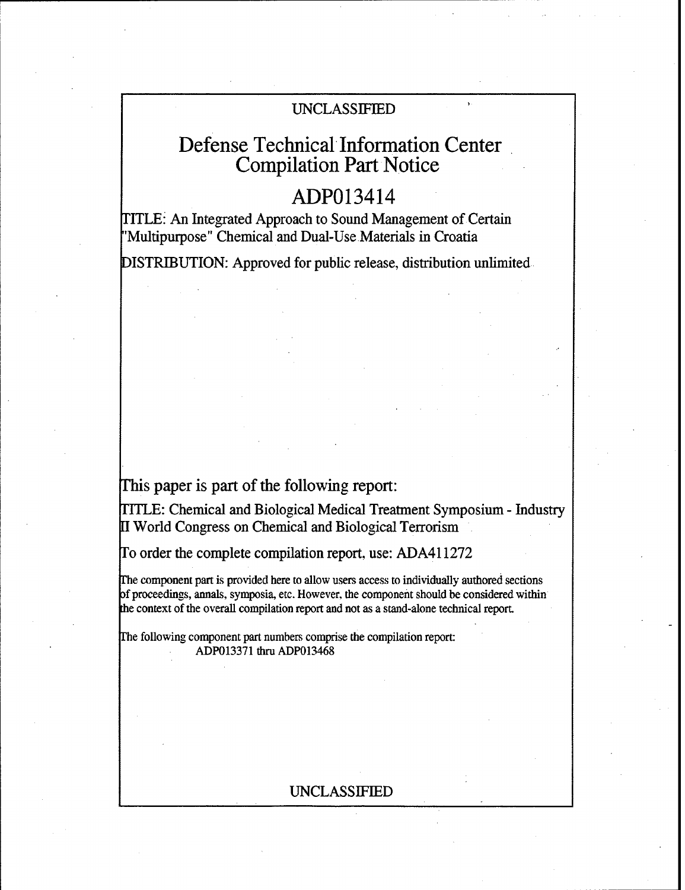UNCLASSIFIED

# Defense Technical Information Center Compilation Part Notice

## ADP013414

TITLE: An Integrated Approach to Sound Management of Certain "Multipurpose" Chemical and Dual-Use Materials in Croatia

DISTRIBUTION: Approved for public release, distribution unlimited

This paper is part of the following report:

TITLE: Chemical and Biological Medical Treatment Symposium - Industry II World Congress on Chemical and Biological Terrorism

To order the complete compilation report, use: ADA411272

The component part is provided here to allow users access to individually authored sections of proceedings, annals, symposia, etc. However, the component should be considered within the context of the overall compilation report and not as a stand-alone technical report.

The following component part numbers comprise the compilation report:
ADP013371 thru ADP013468

UNCLASSIFIED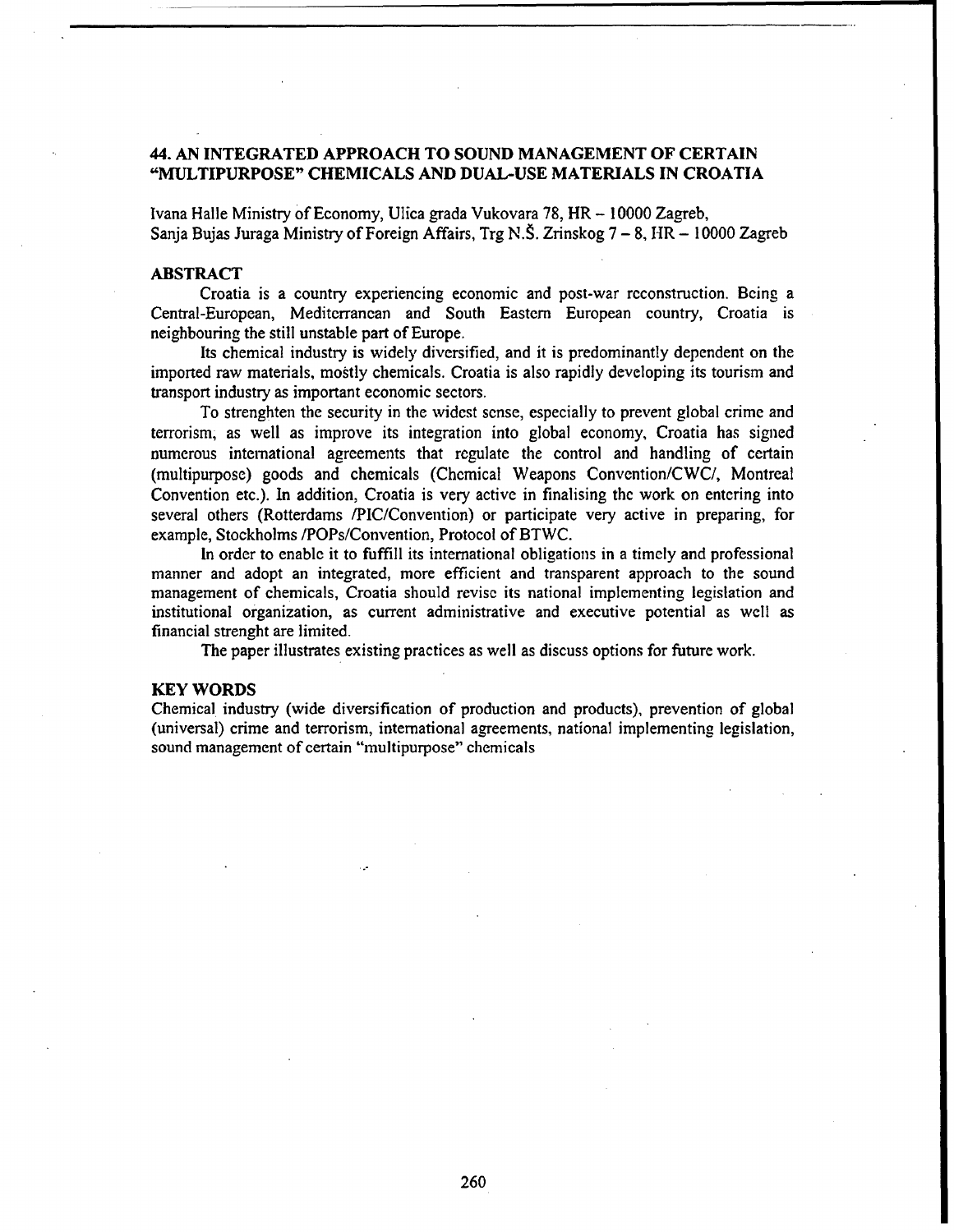# 44. AN INTEGRATED APPROACH TO SOUND MANAGEMENT OF CERTAIN "MULTIPURPOSE" CHEMICALS AND DUAL-USE MATERIALS IN CROATIA

Ivana Halle Ministry of Economy, Ulica grada Vukovara 78, HR – 10000 Zagreb,
Sanja Bujas Juraga Ministry of Foreign Affairs, Trg N.Š. Zrinskog 7 – 8, HR – 10000 Zagreb

## ABSTRACT

Croatia is a country experiencing economic and post-war reconstruction. Being a Central-European, Mediterranean and South Eastern European country, Croatia is neighbouring the still unstable part of Europe.

Its chemical industry is widely diversified, and it is predominantly dependent on the imported raw materials, mostly chemicals. Croatia is also rapidly developing its tourism and transport industry as important economic sectors.

To strenghten the security in the widest sense, especially to prevent global crime and terrorism, as well as improve its integration into global economy, Croatia has signed numerous international agreements that regulate the control and handling of certain (multipurpose) goods and chemicals (Chemical Weapons Convention/CWC/, Montreal Convention etc.). In addition, Croatia is very active in finalising the work on entering into several others (Rotterdams /PIC/Convention) or participate very active in preparing, for example, Stockholms /POPs/Convention, Protocol of BTWC.

In order to enable it to fuffill its international obligations in a timely and professional manner and adopt an integrated, more efficient and transparent approach to the sound management of chemicals, Croatia should revise its national implementing legislation and institutional organization, as current administrative and executive potential as well as financial strenght are limited.

The paper illustrates existing practices as well as discuss options for future work.

## KEY WORDS

Chemical industry (wide diversification of production and products), prevention of global (universal) crime and terrorism, international agreements, national implementing legislation, sound management of certain "multipurpose" chemicals